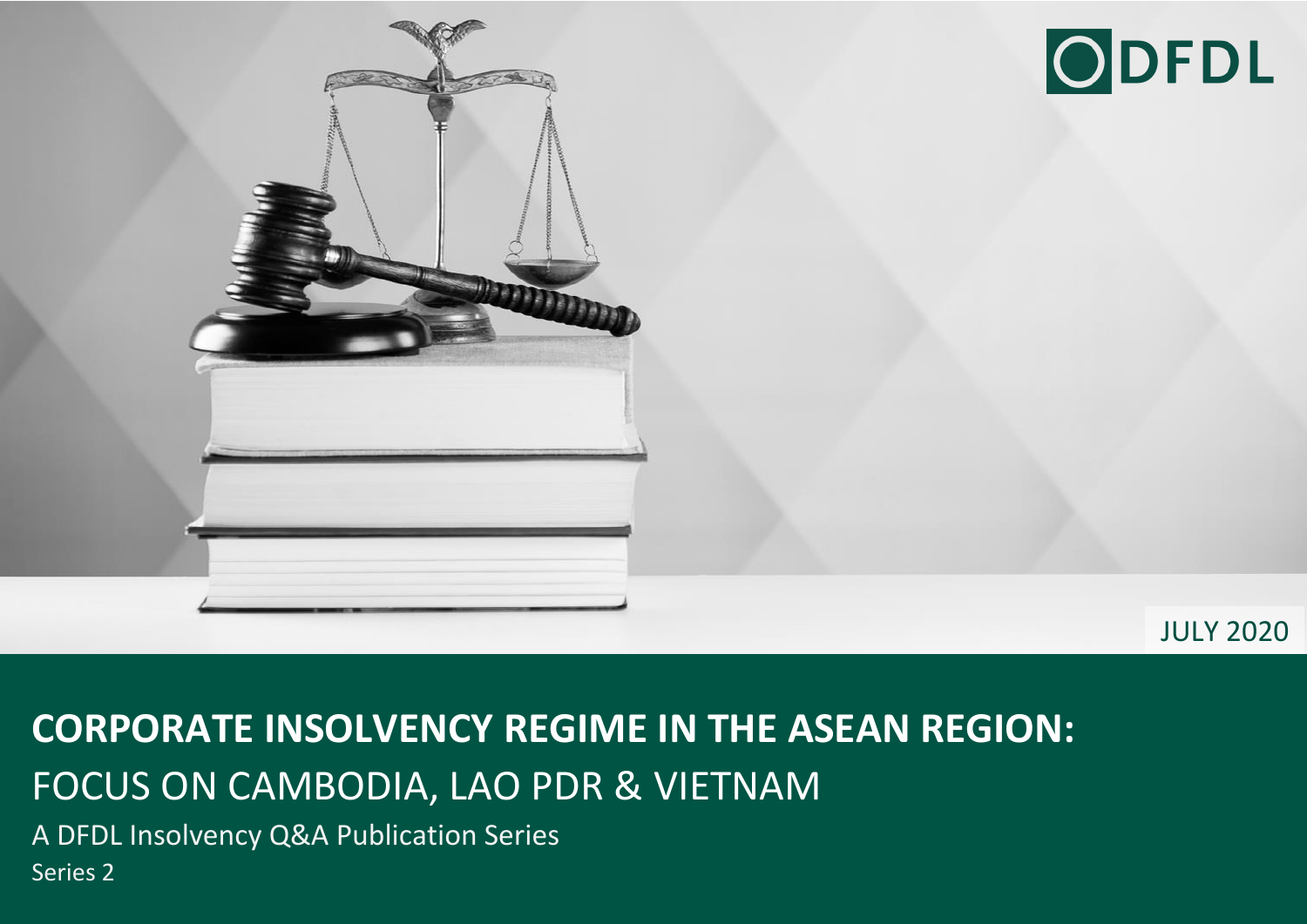DFDL

JULY 2020

# CORPORATE INSOLVENCY REGIME IN THE ASEAN REGION:

## FOCUS ON CAMBODIA, LAO PDR & VIETNAM

A DFDL Insolvency Q&A Publication Series

Series 2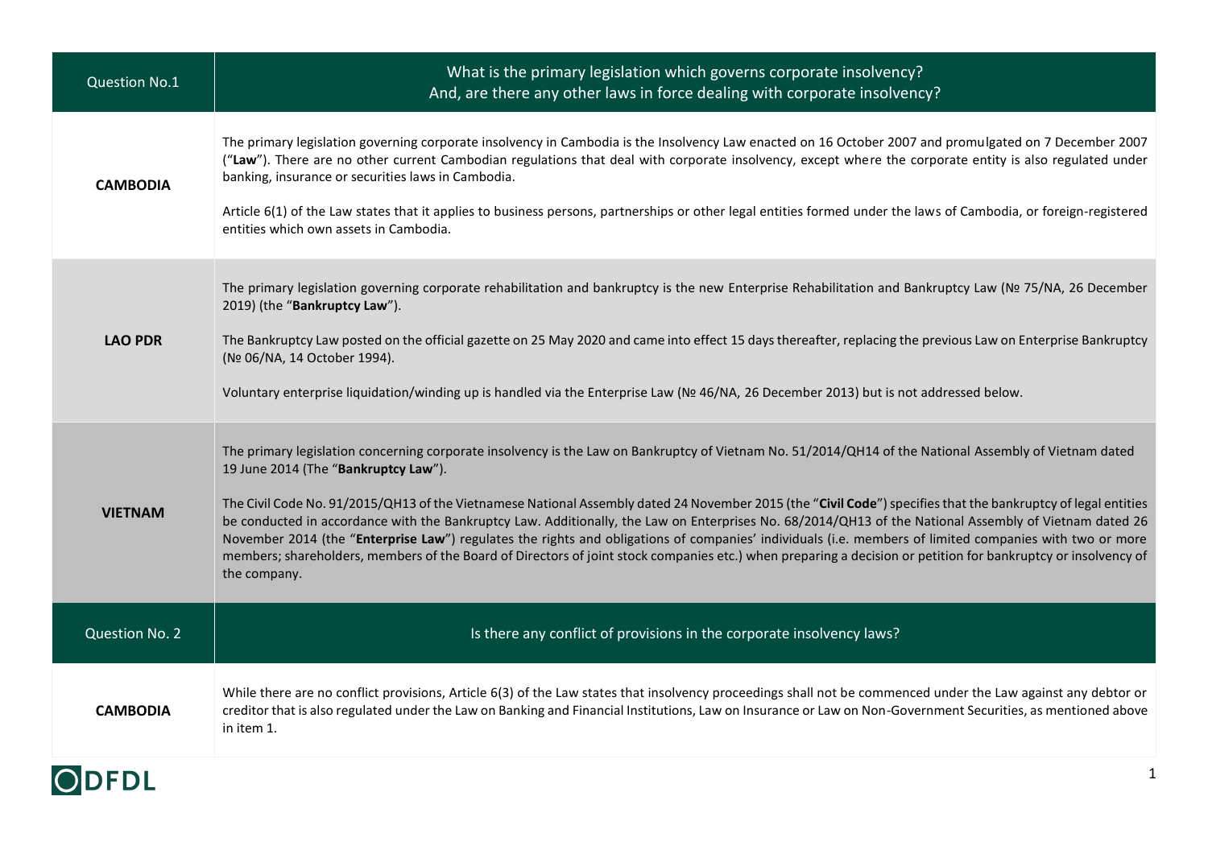| Question No.1 | What is the primary legislation which governs corporate insolvency? And, are there any other laws in force dealing with corporate insolvency? |
|---|---|
| **CAMBODIA** | The primary legislation governing corporate insolvency in Cambodia is the Insolvency Law enacted on 16 October 2007 and promulgated on 7 December 2007 ("**Law**"). There are no other current Cambodian regulations that deal with corporate insolvency, except where the corporate entity is also regulated under banking, insurance or securities laws in Cambodia.<br><br>Article 6(1) of the Law states that it applies to business persons, partnerships or other legal entities formed under the laws of Cambodia, or foreign-registered entities which own assets in Cambodia. |
| **LAO PDR** | The primary legislation governing corporate rehabilitation and bankruptcy is the new Enterprise Rehabilitation and Bankruptcy Law (№ 75/NA, 26 December 2019) (the "**Bankruptcy Law**").<br><br>The Bankruptcy Law posted on the official gazette on 25 May 2020 and came into effect 15 days thereafter, replacing the previous Law on Enterprise Bankruptcy (№ 06/NA, 14 October 1994).<br><br>Voluntary enterprise liquidation/winding up is handled via the Enterprise Law (№ 46/NA, 26 December 2013) but is not addressed below. |
| **VIETNAM** | The primary legislation concerning corporate insolvency is the Law on Bankruptcy of Vietnam No. 51/2014/QH14 of the National Assembly of Vietnam dated 19 June 2014 (The "**Bankruptcy Law**").<br><br>The Civil Code No. 91/2015/QH13 of the Vietnamese National Assembly dated 24 November 2015 (the "**Civil Code**") specifies that the bankruptcy of legal entities be conducted in accordance with the Bankruptcy Law. Additionally, the Law on Enterprises No. 68/2014/QH13 of the National Assembly of Vietnam dated 26 November 2014 (the "**Enterprise Law**") regulates the rights and obligations of companies' individuals (i.e. members of limited companies with two or more members; shareholders, members of the Board of Directors of joint stock companies etc.) when preparing a decision or petition for bankruptcy or insolvency of the company. |
| **Question No. 2** | **Is there any conflict of provisions in the corporate insolvency laws?** |
| **CAMBODIA** | While there are no conflict provisions, Article 6(3) of the Law states that insolvency proceedings shall not be commenced under the Law against any debtor or creditor that is also regulated under the Law on Banking and Financial Institutions, Law on Insurance or Law on Non-Government Securities, as mentioned above in item 1. |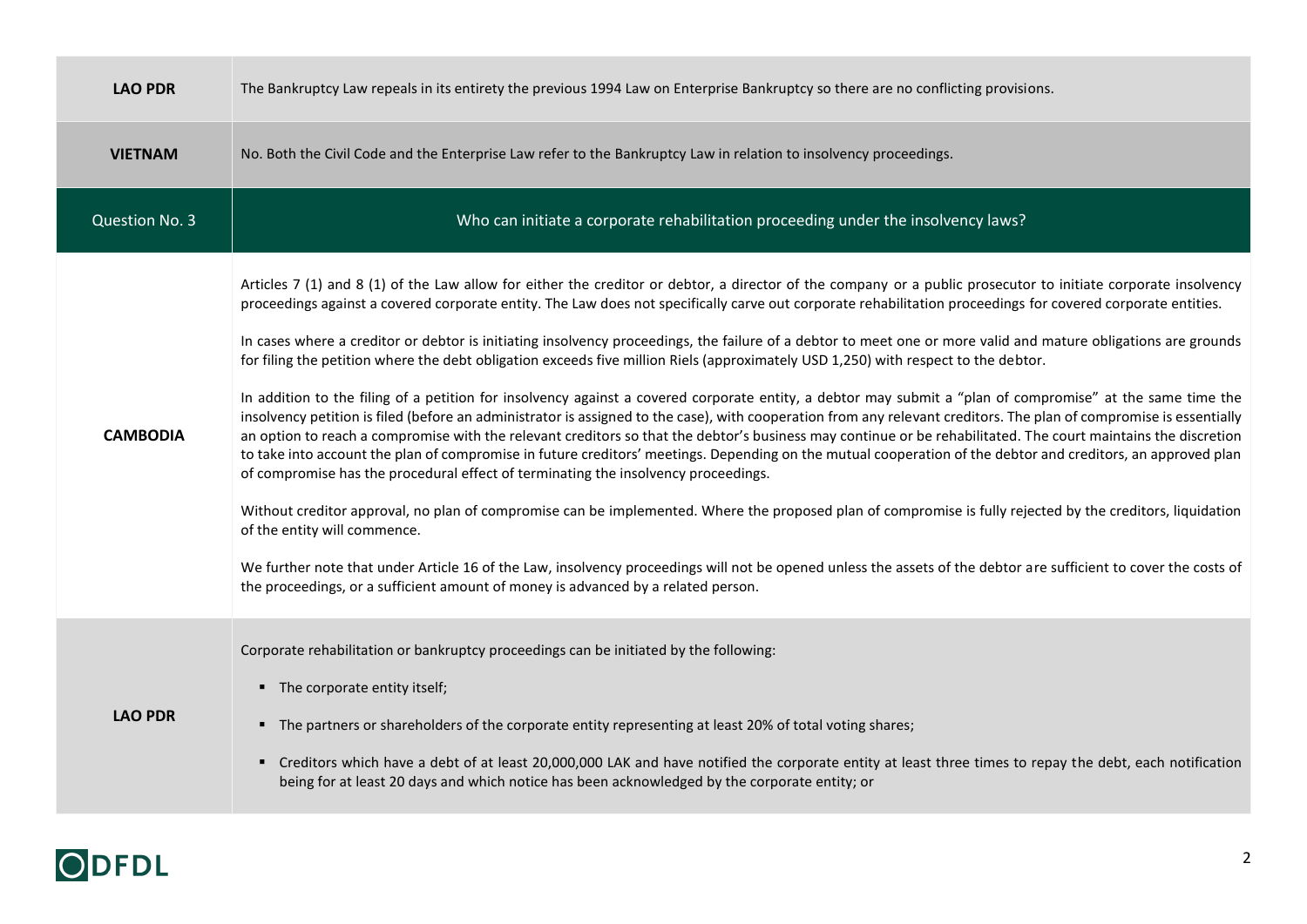| | |
|---|---|
| **LAO PDR** | The Bankruptcy Law repeals in its entirety the previous 1994 Law on Enterprise Bankruptcy so there are no conflicting provisions. |
| **VIETNAM** | No. Both the Civil Code and the Enterprise Law refer to the Bankruptcy Law in relation to insolvency proceedings. |
| Question No. 3 | Who can initiate a corporate rehabilitation proceeding under the insolvency laws? |
| **CAMBODIA** | Articles 7 (1) and 8 (1) of the Law allow for either the creditor or debtor, a director of the company or a public prosecutor to initiate corporate insolvency proceedings against a covered corporate entity. The Law does not specifically carve out corporate rehabilitation proceedings for covered corporate entities.<br><br>In cases where a creditor or debtor is initiating insolvency proceedings, the failure of a debtor to meet one or more valid and mature obligations are grounds for filing the petition where the debt obligation exceeds five million Riels (approximately USD 1,250) with respect to the debtor.<br><br>In addition to the filing of a petition for insolvency against a covered corporate entity, a debtor may submit a "plan of compromise" at the same time the insolvency petition is filed (before an administrator is assigned to the case), with cooperation from any relevant creditors. The plan of compromise is essentially an option to reach a compromise with the relevant creditors so that the debtor's business may continue or be rehabilitated. The court maintains the discretion to take into account the plan of compromise in future creditors' meetings. Depending on the mutual cooperation of the debtor and creditors, an approved plan of compromise has the procedural effect of terminating the insolvency proceedings.<br><br>Without creditor approval, no plan of compromise can be implemented. Where the proposed plan of compromise is fully rejected by the creditors, liquidation of the entity will commence.<br><br>We further note that under Article 16 of the Law, insolvency proceedings will not be opened unless the assets of the debtor are sufficient to cover the costs of the proceedings, or a sufficient amount of money is advanced by a related person. |
| **LAO PDR** | Corporate rehabilitation or bankruptcy proceedings can be initiated by the following:<br><br>▪ The corporate entity itself;<br><br>▪ The partners or shareholders of the corporate entity representing at least 20% of total voting shares;<br><br>▪ Creditors which have a debt of at least 20,000,000 LAK and have notified the corporate entity at least three times to repay the debt, each notification being for at least 20 days and which notice has been acknowledged by the corporate entity; or |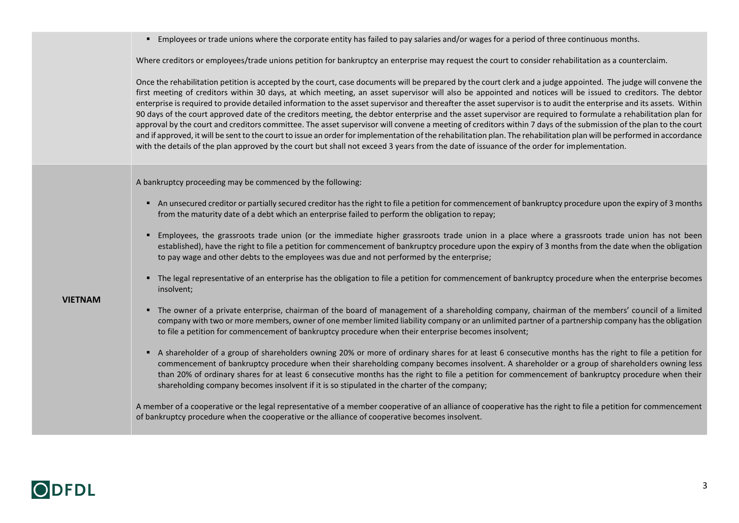| | |
|---|---|
| | ▪ Employees or trade unions where the corporate entity has failed to pay salaries and/or wages for a period of three continuous months.<br><br>Where creditors or employees/trade unions petition for bankruptcy an enterprise may request the court to consider rehabilitation as a counterclaim.<br><br>Once the rehabilitation petition is accepted by the court, case documents will be prepared by the court clerk and a judge appointed. The judge will convene the first meeting of creditors within 30 days, at which meeting, an asset supervisor will also be appointed and notices will be issued to creditors. The debtor enterprise is required to provide detailed information to the asset supervisor and thereafter the asset supervisor is to audit the enterprise and its assets. Within 90 days of the court approved date of the creditors meeting, the debtor enterprise and the asset supervisor are required to formulate a rehabilitation plan for approval by the court and creditors committee. The asset supervisor will convene a meeting of creditors within 7 days of the submission of the plan to the court and if approved, it will be sent to the court to issue an order for implementation of the rehabilitation plan. The rehabilitation plan will be performed in accordance with the details of the plan approved by the court but shall not exceed 3 years from the date of issuance of the order for implementation. |
| **VIETNAM** | A bankruptcy proceeding may be commenced by the following:<br><br>▪ An unsecured creditor or partially secured creditor has the right to file a petition for commencement of bankruptcy procedure upon the expiry of 3 months from the maturity date of a debt which an enterprise failed to perform the obligation to repay;<br><br>▪ Employees, the grassroots trade union (or the immediate higher grassroots trade union in a place where a grassroots trade union has not been established), have the right to file a petition for commencement of bankruptcy procedure upon the expiry of 3 months from the date when the obligation to pay wage and other debts to the employees was due and not performed by the enterprise;<br><br>▪ The legal representative of an enterprise has the obligation to file a petition for commencement of bankruptcy procedure when the enterprise becomes insolvent;<br><br>▪ The owner of a private enterprise, chairman of the board of management of a shareholding company, chairman of the members' council of a limited company with two or more members, owner of one member limited liability company or an unlimited partner of a partnership company has the obligation to file a petition for commencement of bankruptcy procedure when their enterprise becomes insolvent;<br><br>▪ A shareholder of a group of shareholders owning 20% or more of ordinary shares for at least 6 consecutive months has the right to file a petition for commencement of bankruptcy procedure when their shareholding company becomes insolvent. A shareholder or a group of shareholders owning less than 20% of ordinary shares for at least 6 consecutive months has the right to file a petition for commencement of bankruptcy procedure when their shareholding company becomes insolvent if it is so stipulated in the charter of the company;<br><br>A member of a cooperative or the legal representative of a member cooperative of an alliance of cooperative has the right to file a petition for commencement of bankruptcy procedure when the cooperative or the alliance of cooperative becomes insolvent. |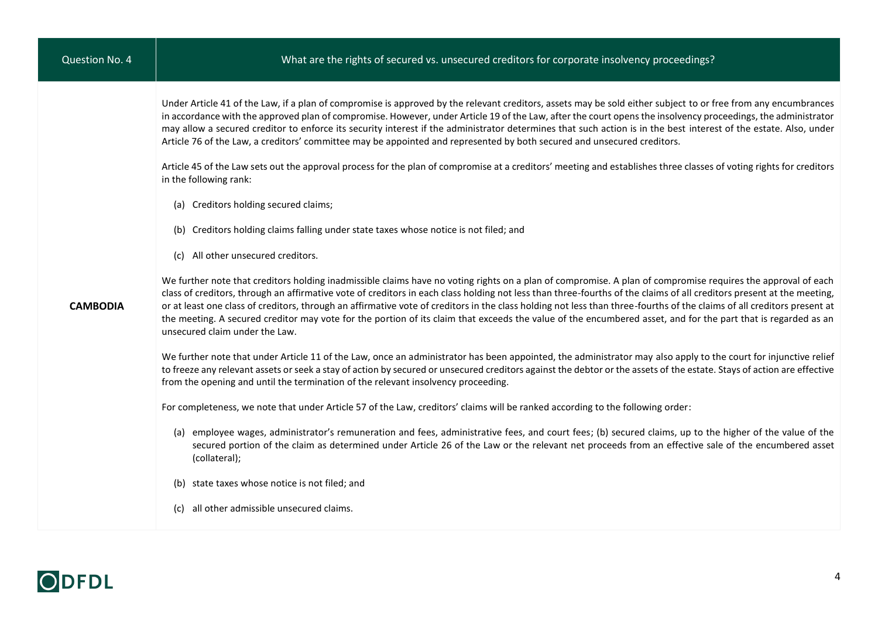| Question No. 4 | What are the rights of secured vs. unsecured creditors for corporate insolvency proceedings? |
| --- | --- |
| **CAMBODIA** | Under Article 41 of the Law, if a plan of compromise is approved by the relevant creditors, assets may be sold either subject to or free from any encumbrances in accordance with the approved plan of compromise. However, under Article 19 of the Law, after the court opens the insolvency proceedings, the administrator may allow a secured creditor to enforce its security interest if the administrator determines that such action is in the best interest of the estate. Also, under Article 76 of the Law, a creditors' committee may be appointed and represented by both secured and unsecured creditors.<br><br>Article 45 of the Law sets out the approval process for the plan of compromise at a creditors' meeting and establishes three classes of voting rights for creditors in the following rank:<br><br>(a) Creditors holding secured claims;<br><br>(b) Creditors holding claims falling under state taxes whose notice is not filed; and<br><br>(c) All other unsecured creditors.<br><br>We further note that creditors holding inadmissible claims have no voting rights on a plan of compromise. A plan of compromise requires the approval of each class of creditors, through an affirmative vote of creditors in each class holding not less than three-fourths of the claims of all creditors present at the meeting, or at least one class of creditors, through an affirmative vote of creditors in the class holding not less than three-fourths of the claims of all creditors present at the meeting. A secured creditor may vote for the portion of its claim that exceeds the value of the encumbered asset, and for the part that is regarded as an unsecured claim under the Law.<br><br>We further note that under Article 11 of the Law, once an administrator has been appointed, the administrator may also apply to the court for injunctive relief to freeze any relevant assets or seek a stay of action by secured or unsecured creditors against the debtor or the assets of the estate. Stays of action are effective from the opening and until the termination of the relevant insolvency proceeding.<br><br>For completeness, we note that under Article 57 of the Law, creditors' claims will be ranked according to the following order:<br><br>(a) employee wages, administrator's remuneration and fees, administrative fees, and court fees; (b) secured claims, up to the higher of the value of the secured portion of the claim as determined under Article 26 of the Law or the relevant net proceeds from an effective sale of the encumbered asset (collateral);<br><br>(b) state taxes whose notice is not filed; and<br><br>(c) all other admissible unsecured claims. |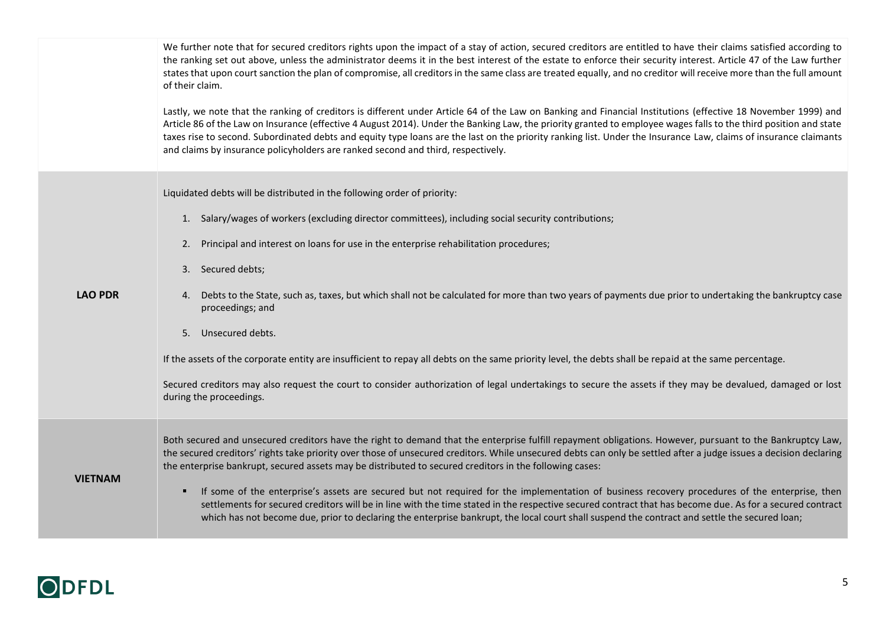| | |
|---|---|
| | We further note that for secured creditors rights upon the impact of a stay of action, secured creditors are entitled to have their claims satisfied according to the ranking set out above, unless the administrator deems it in the best interest of the estate to enforce their security interest. Article 47 of the Law further states that upon court sanction the plan of compromise, all creditors in the same class are treated equally, and no creditor will receive more than the full amount of their claim.<br><br>Lastly, we note that the ranking of creditors is different under Article 64 of the Law on Banking and Financial Institutions (effective 18 November 1999) and Article 86 of the Law on Insurance (effective 4 August 2014). Under the Banking Law, the priority granted to employee wages falls to the third position and state taxes rise to second. Subordinated debts and equity type loans are the last on the priority ranking list. Under the Insurance Law, claims of insurance claimants and claims by insurance policyholders are ranked second and third, respectively. |
| **LAO PDR** | Liquidated debts will be distributed in the following order of priority:<br><br>1. Salary/wages of workers (excluding director committees), including social security contributions;<br>2. Principal and interest on loans for use in the enterprise rehabilitation procedures;<br>3. Secured debts;<br>4. Debts to the State, such as, taxes, but which shall not be calculated for more than two years of payments due prior to undertaking the bankruptcy case proceedings; and<br>5. Unsecured debts.<br><br>If the assets of the corporate entity are insufficient to repay all debts on the same priority level, the debts shall be repaid at the same percentage.<br><br>Secured creditors may also request the court to consider authorization of legal undertakings to secure the assets if they may be devalued, damaged or lost during the proceedings. |
| **VIETNAM** | Both secured and unsecured creditors have the right to demand that the enterprise fulfill repayment obligations. However, pursuant to the Bankruptcy Law, the secured creditors' rights take priority over those of unsecured creditors. While unsecured debts can only be settled after a judge issues a decision declaring the enterprise bankrupt, secured assets may be distributed to secured creditors in the following cases:<br><br>▪ If some of the enterprise's assets are secured but not required for the implementation of business recovery procedures of the enterprise, then settlements for secured creditors will be in line with the time stated in the respective secured contract that has become due. As for a secured contract which has not become due, prior to declaring the enterprise bankrupt, the local court shall suspend the contract and settle the secured loan; |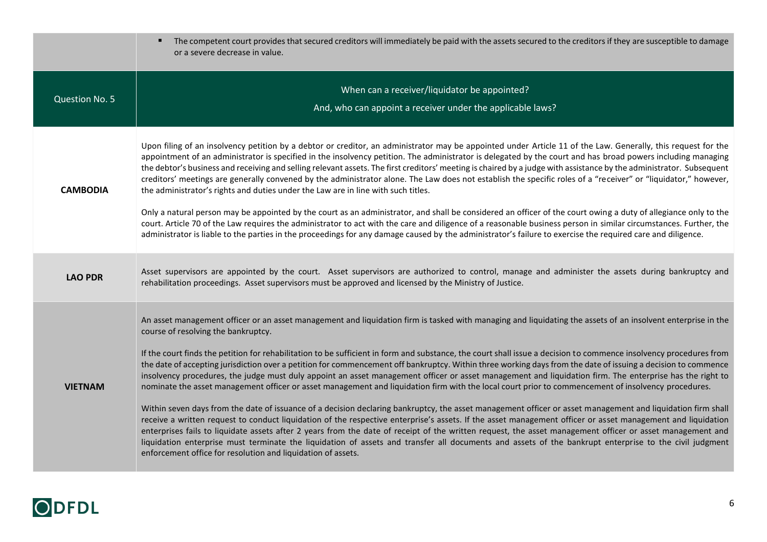| | |
|---|---|
| | ▪ The competent court provides that secured creditors will immediately be paid with the assets secured to the creditors if they are susceptible to damage or a severe decrease in value. |
| Question No. 5 | When can a receiver/liquidator be appointed?<br>And, who can appoint a receiver under the applicable laws? |
| **CAMBODIA** | Upon filing of an insolvency petition by a debtor or creditor, an administrator may be appointed under Article 11 of the Law. Generally, this request for the appointment of an administrator is specified in the insolvency petition. The administrator is delegated by the court and has broad powers including managing the debtor's business and receiving and selling relevant assets. The first creditors' meeting is chaired by a judge with assistance by the administrator. Subsequent creditors' meetings are generally convened by the administrator alone. The Law does not establish the specific roles of a "receiver" or "liquidator," however, the administrator's rights and duties under the Law are in line with such titles.<br><br>Only a natural person may be appointed by the court as an administrator, and shall be considered an officer of the court owing a duty of allegiance only to the court. Article 70 of the Law requires the administrator to act with the care and diligence of a reasonable business person in similar circumstances. Further, the administrator is liable to the parties in the proceedings for any damage caused by the administrator's failure to exercise the required care and diligence. |
| **LAO PDR** | Asset supervisors are appointed by the court. Asset supervisors are authorized to control, manage and administer the assets during bankruptcy and rehabilitation proceedings. Asset supervisors must be approved and licensed by the Ministry of Justice. |
| **VIETNAM** | An asset management officer or an asset management and liquidation firm is tasked with managing and liquidating the assets of an insolvent enterprise in the course of resolving the bankruptcy.<br><br>If the court finds the petition for rehabilitation to be sufficient in form and substance, the court shall issue a decision to commence insolvency procedures from the date of accepting jurisdiction over a petition for commencement off bankruptcy. Within three working days from the date of issuing a decision to commence insolvency procedures, the judge must duly appoint an asset management officer or asset management and liquidation firm. The enterprise has the right to nominate the asset management officer or asset management and liquidation firm with the local court prior to commencement of insolvency procedures.<br><br>Within seven days from the date of issuance of a decision declaring bankruptcy, the asset management officer or asset management and liquidation firm shall receive a written request to conduct liquidation of the respective enterprise's assets. If the asset management officer or asset management and liquidation enterprises fails to liquidate assets after 2 years from the date of receipt of the written request, the asset management officer or asset management and liquidation enterprise must terminate the liquidation of assets and transfer all documents and assets of the bankrupt enterprise to the civil judgment enforcement office for resolution and liquidation of assets. |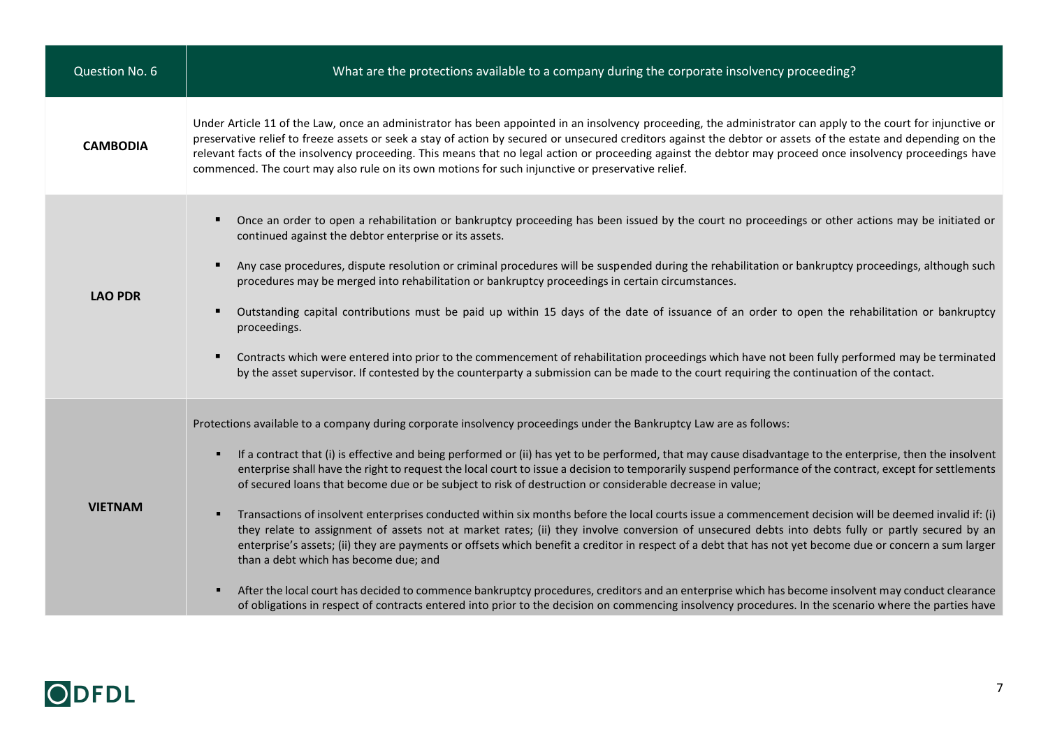| Question No. 6 | What are the protections available to a company during the corporate insolvency proceeding? |
|---|---|
| **CAMBODIA** | Under Article 11 of the Law, once an administrator has been appointed in an insolvency proceeding, the administrator can apply to the court for injunctive or preservative relief to freeze assets or seek a stay of action by secured or unsecured creditors against the debtor or assets of the estate and depending on the relevant facts of the insolvency proceeding. This means that no legal action or proceeding against the debtor may proceed once insolvency proceedings have commenced. The court may also rule on its own motions for such injunctive or preservative relief. |
| **LAO PDR** | ▪ Once an order to open a rehabilitation or bankruptcy proceeding has been issued by the court no proceedings or other actions may be initiated or continued against the debtor enterprise or its assets.<br><br>▪ Any case procedures, dispute resolution or criminal procedures will be suspended during the rehabilitation or bankruptcy proceedings, although such procedures may be merged into rehabilitation or bankruptcy proceedings in certain circumstances.<br><br>▪ Outstanding capital contributions must be paid up within 15 days of the date of issuance of an order to open the rehabilitation or bankruptcy proceedings.<br><br>▪ Contracts which were entered into prior to the commencement of rehabilitation proceedings which have not been fully performed may be terminated by the asset supervisor. If contested by the counterparty a submission can be made to the court requiring the continuation of the contact. |
| **VIETNAM** | Protections available to a company during corporate insolvency proceedings under the Bankruptcy Law are as follows:<br><br>▪ If a contract that (i) is effective and being performed or (ii) has yet to be performed, that may cause disadvantage to the enterprise, then the insolvent enterprise shall have the right to request the local court to issue a decision to temporarily suspend performance of the contract, except for settlements of secured loans that become due or be subject to risk of destruction or considerable decrease in value;<br><br>▪ Transactions of insolvent enterprises conducted within six months before the local courts issue a commencement decision will be deemed invalid if: (i) they relate to assignment of assets not at market rates; (ii) they involve conversion of unsecured debts into debts fully or partly secured by an enterprise's assets; (ii) they are payments or offsets which benefit a creditor in respect of a debt that has not yet become due or concern a sum larger than a debt which has become due; and<br><br>▪ After the local court has decided to commence bankruptcy procedures, creditors and an enterprise which has become insolvent may conduct clearance of obligations in respect of contracts entered into prior to the decision on commencing insolvency procedures. In the scenario where the parties have |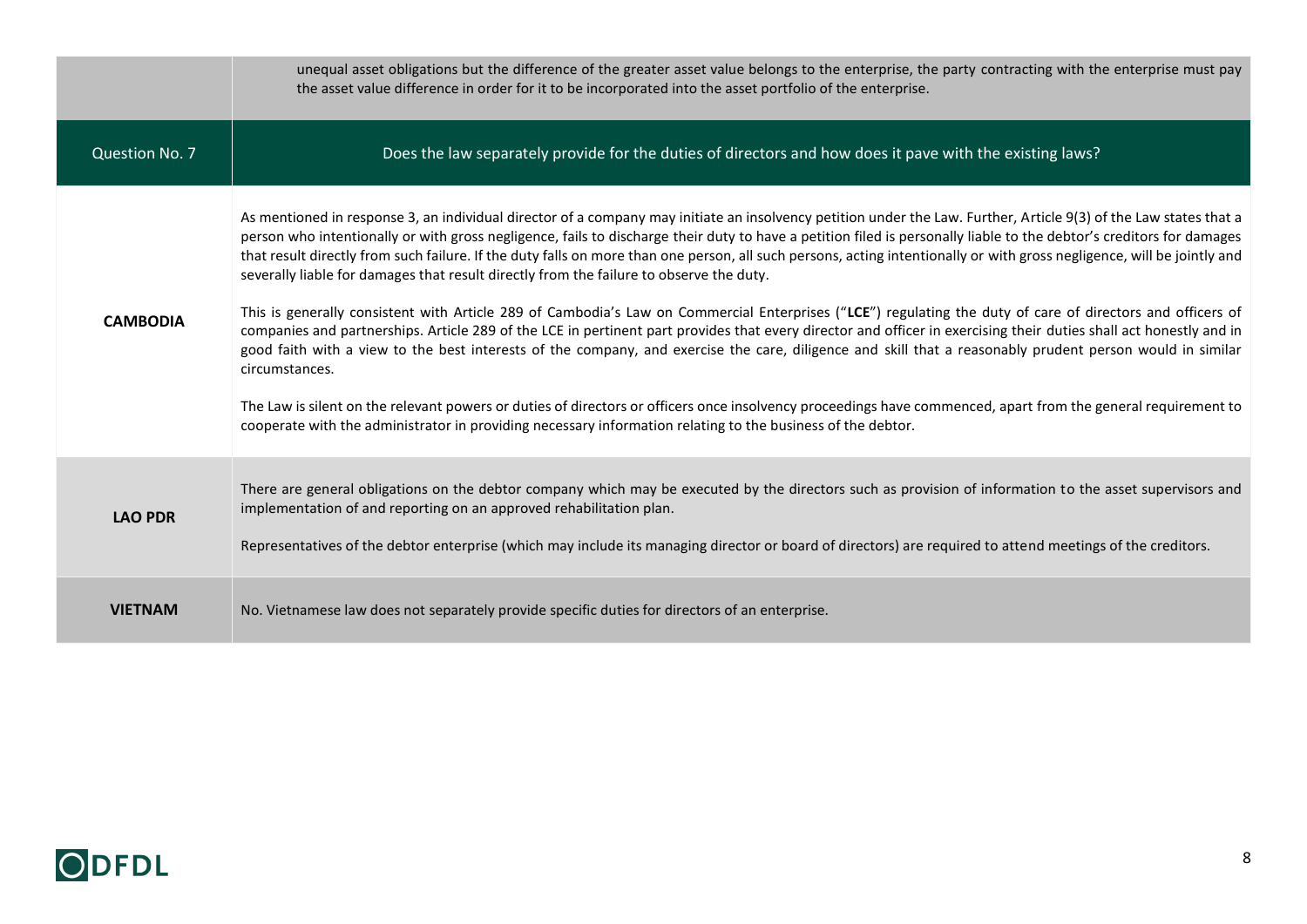| | |
|---|---|
| | unequal asset obligations but the difference of the greater asset value belongs to the enterprise, the party contracting with the enterprise must pay the asset value difference in order for it to be incorporated into the asset portfolio of the enterprise. |
| Question No. 7 | Does the law separately provide for the duties of directors and how does it pave with the existing laws? |
| **CAMBODIA** | As mentioned in response 3, an individual director of a company may initiate an insolvency petition under the Law. Further, Article 9(3) of the Law states that a person who intentionally or with gross negligence, fails to discharge their duty to have a petition filed is personally liable to the debtor's creditors for damages that result directly from such failure. If the duty falls on more than one person, all such persons, acting intentionally or with gross negligence, will be jointly and severally liable for damages that result directly from the failure to observe the duty.<br><br>This is generally consistent with Article 289 of Cambodia's Law on Commercial Enterprises ("**LCE**") regulating the duty of care of directors and officers of companies and partnerships. Article 289 of the LCE in pertinent part provides that every director and officer in exercising their duties shall act honestly and in good faith with a view to the best interests of the company, and exercise the care, diligence and skill that a reasonably prudent person would in similar circumstances.<br><br>The Law is silent on the relevant powers or duties of directors or officers once insolvency proceedings have commenced, apart from the general requirement to cooperate with the administrator in providing necessary information relating to the business of the debtor. |
| **LAO PDR** | There are general obligations on the debtor company which may be executed by the directors such as provision of information to the asset supervisors and implementation of and reporting on an approved rehabilitation plan.<br><br>Representatives of the debtor enterprise (which may include its managing director or board of directors) are required to attend meetings of the creditors. |
| **VIETNAM** | No. Vietnamese law does not separately provide specific duties for directors of an enterprise. |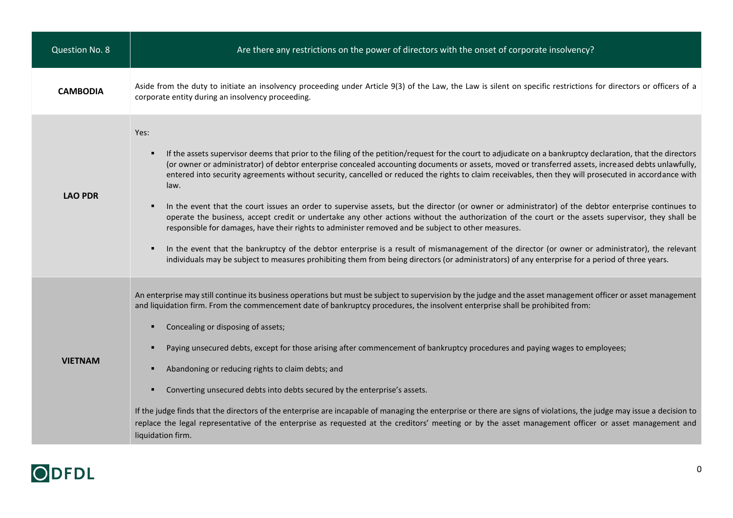| Question No. 8 | Are there any restrictions on the power of directors with the onset of corporate insolvency? |
|---|---|
| **CAMBODIA** | Aside from the duty to initiate an insolvency proceeding under Article 9(3) of the Law, the Law is silent on specific restrictions for directors or officers of a corporate entity during an insolvency proceeding. |
| **LAO PDR** | Yes:<br><br>▪ If the assets supervisor deems that prior to the filing of the petition/request for the court to adjudicate on a bankruptcy declaration, that the directors (or owner or administrator) of debtor enterprise concealed accounting documents or assets, moved or transferred assets, increased debts unlawfully, entered into security agreements without security, cancelled or reduced the rights to claim receivables, then they will prosecuted in accordance with law.<br><br>▪ In the event that the court issues an order to supervise assets, but the director (or owner or administrator) of the debtor enterprise continues to operate the business, accept credit or undertake any other actions without the authorization of the court or the assets supervisor, they shall be responsible for damages, have their rights to administer removed and be subject to other measures.<br><br>▪ In the event that the bankruptcy of the debtor enterprise is a result of mismanagement of the director (or owner or administrator), the relevant individuals may be subject to measures prohibiting them from being directors (or administrators) of any enterprise for a period of three years. |
| **VIETNAM** | An enterprise may still continue its business operations but must be subject to supervision by the judge and the asset management officer or asset management and liquidation firm. From the commencement date of bankruptcy procedures, the insolvent enterprise shall be prohibited from:<br><br>▪ Concealing or disposing of assets;<br><br>▪ Paying unsecured debts, except for those arising after commencement of bankruptcy procedures and paying wages to employees;<br><br>▪ Abandoning or reducing rights to claim debts; and<br><br>▪ Converting unsecured debts into debts secured by the enterprise's assets.<br><br>If the judge finds that the directors of the enterprise are incapable of managing the enterprise or there are signs of violations, the judge may issue a decision to replace the legal representative of the enterprise as requested at the creditors' meeting or by the asset management officer or asset management and liquidation firm. |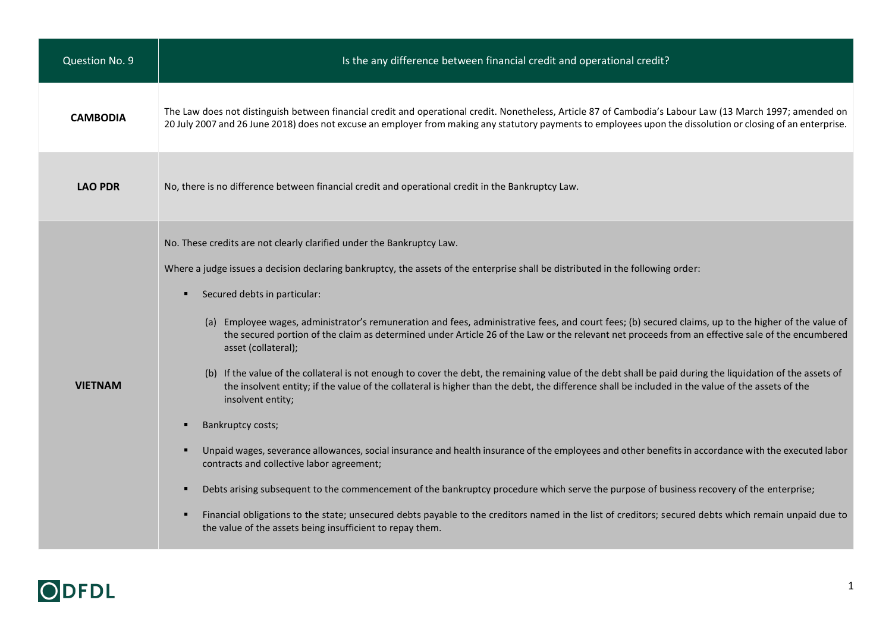| Question No. 9 | Is the any difference between financial credit and operational credit? |
| --- | --- |
| **CAMBODIA** | The Law does not distinguish between financial credit and operational credit. Nonetheless, Article 87 of Cambodia's Labour Law (13 March 1997; amended on 20 July 2007 and 26 June 2018) does not excuse an employer from making any statutory payments to employees upon the dissolution or closing of an enterprise. |
| **LAO PDR** | No, there is no difference between financial credit and operational credit in the Bankruptcy Law. |
| **VIETNAM** | No. These credits are not clearly clarified under the Bankruptcy Law.<br><br>Where a judge issues a decision declaring bankruptcy, the assets of the enterprise shall be distributed in the following order:<br><br>▪ Secured debts in particular:<br><br>(a) Employee wages, administrator's remuneration and fees, administrative fees, and court fees; (b) secured claims, up to the higher of the value of the secured portion of the claim as determined under Article 26 of the Law or the relevant net proceeds from an effective sale of the encumbered asset (collateral);<br><br>(b) If the value of the collateral is not enough to cover the debt, the remaining value of the debt shall be paid during the liquidation of the assets of the insolvent entity; if the value of the collateral is higher than the debt, the difference shall be included in the value of the assets of the insolvent entity;<br><br>▪ Bankruptcy costs;<br><br>▪ Unpaid wages, severance allowances, social insurance and health insurance of the employees and other benefits in accordance with the executed labor contracts and collective labor agreement;<br><br>▪ Debts arising subsequent to the commencement of the bankruptcy procedure which serve the purpose of business recovery of the enterprise;<br><br>▪ Financial obligations to the state; unsecured debts payable to the creditors named in the list of creditors; secured debts which remain unpaid due to the value of the assets being insufficient to repay them. |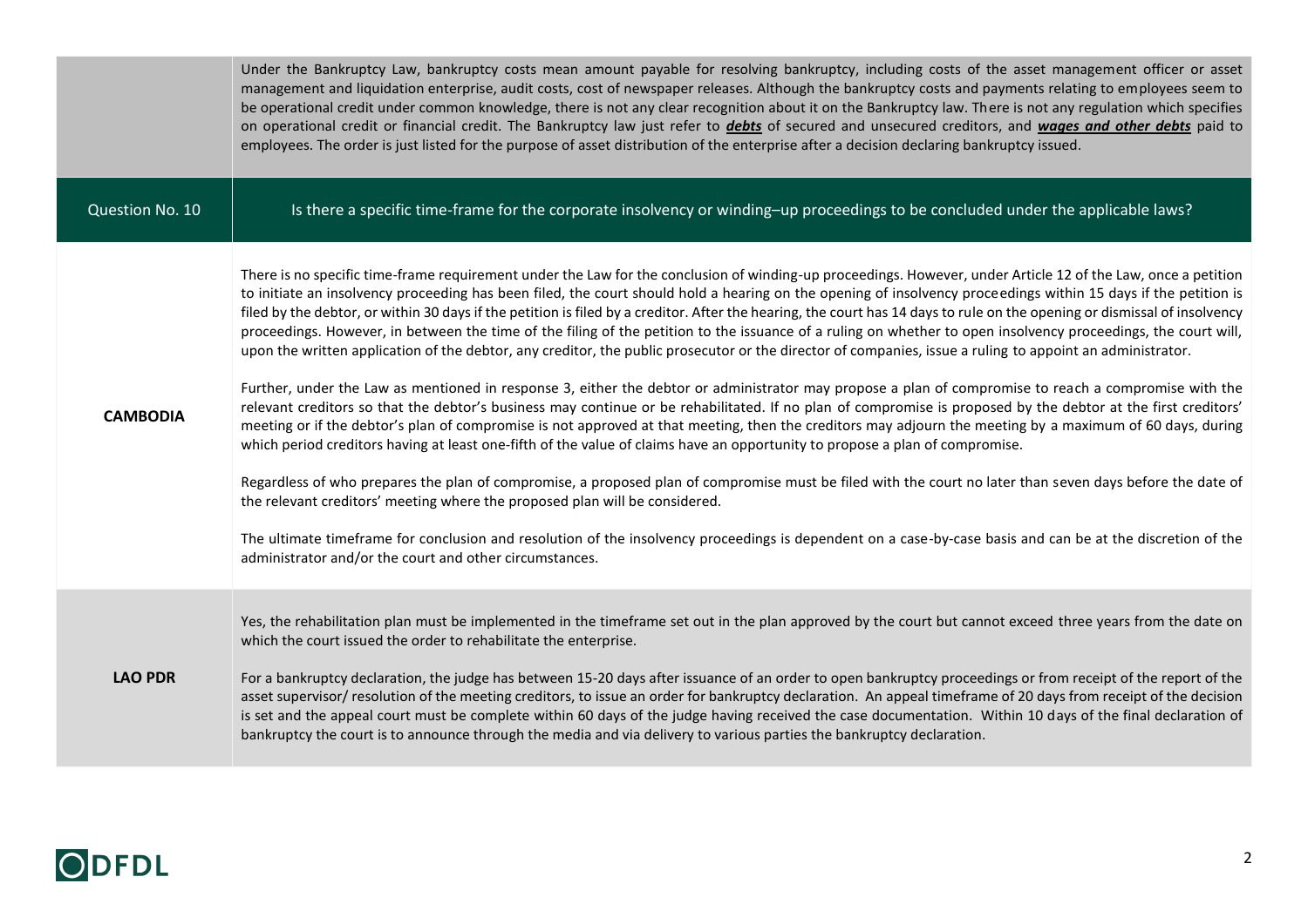| | |
|---|---|
| | Under the Bankruptcy Law, bankruptcy costs mean amount payable for resolving bankruptcy, including costs of the asset management officer or asset management and liquidation enterprise, audit costs, cost of newspaper releases. Although the bankruptcy costs and payments relating to employees seem to be operational credit under common knowledge, there is not any clear recognition about it on the Bankruptcy law. There is not any regulation which specifies on operational credit or financial credit. The Bankruptcy law just refer to ***debts*** of secured and unsecured creditors, and ***wages and other debts*** paid to employees. The order is just listed for the purpose of asset distribution of the enterprise after a decision declaring bankruptcy issued. |
| Question No. 10 | Is there a specific time-frame for the corporate insolvency or winding–up proceedings to be concluded under the applicable laws? |
| **CAMBODIA** | There is no specific time-frame requirement under the Law for the conclusion of winding-up proceedings. However, under Article 12 of the Law, once a petition to initiate an insolvency proceeding has been filed, the court should hold a hearing on the opening of insolvency proceedings within 15 days if the petition is filed by the debtor, or within 30 days if the petition is filed by a creditor. After the hearing, the court has 14 days to rule on the opening or dismissal of insolvency proceedings. However, in between the time of the filing of the petition to the issuance of a ruling on whether to open insolvency proceedings, the court will, upon the written application of the debtor, any creditor, the public prosecutor or the director of companies, issue a ruling to appoint an administrator.<br><br>Further, under the Law as mentioned in response 3, either the debtor or administrator may propose a plan of compromise to reach a compromise with the relevant creditors so that the debtor's business may continue or be rehabilitated. If no plan of compromise is proposed by the debtor at the first creditors' meeting or if the debtor's plan of compromise is not approved at that meeting, then the creditors may adjourn the meeting by a maximum of 60 days, during which period creditors having at least one-fifth of the value of claims have an opportunity to propose a plan of compromise.<br><br>Regardless of who prepares the plan of compromise, a proposed plan of compromise must be filed with the court no later than seven days before the date of the relevant creditors' meeting where the proposed plan will be considered.<br><br>The ultimate timeframe for conclusion and resolution of the insolvency proceedings is dependent on a case-by-case basis and can be at the discretion of the administrator and/or the court and other circumstances. |
| **LAO PDR** | Yes, the rehabilitation plan must be implemented in the timeframe set out in the plan approved by the court but cannot exceed three years from the date on which the court issued the order to rehabilitate the enterprise.<br><br>For a bankruptcy declaration, the judge has between 15-20 days after issuance of an order to open bankruptcy proceedings or from receipt of the report of the asset supervisor/ resolution of the meeting creditors, to issue an order for bankruptcy declaration. An appeal timeframe of 20 days from receipt of the decision is set and the appeal court must be complete within 60 days of the judge having received the case documentation. Within 10 days of the final declaration of bankruptcy the court is to announce through the media and via delivery to various parties the bankruptcy declaration. |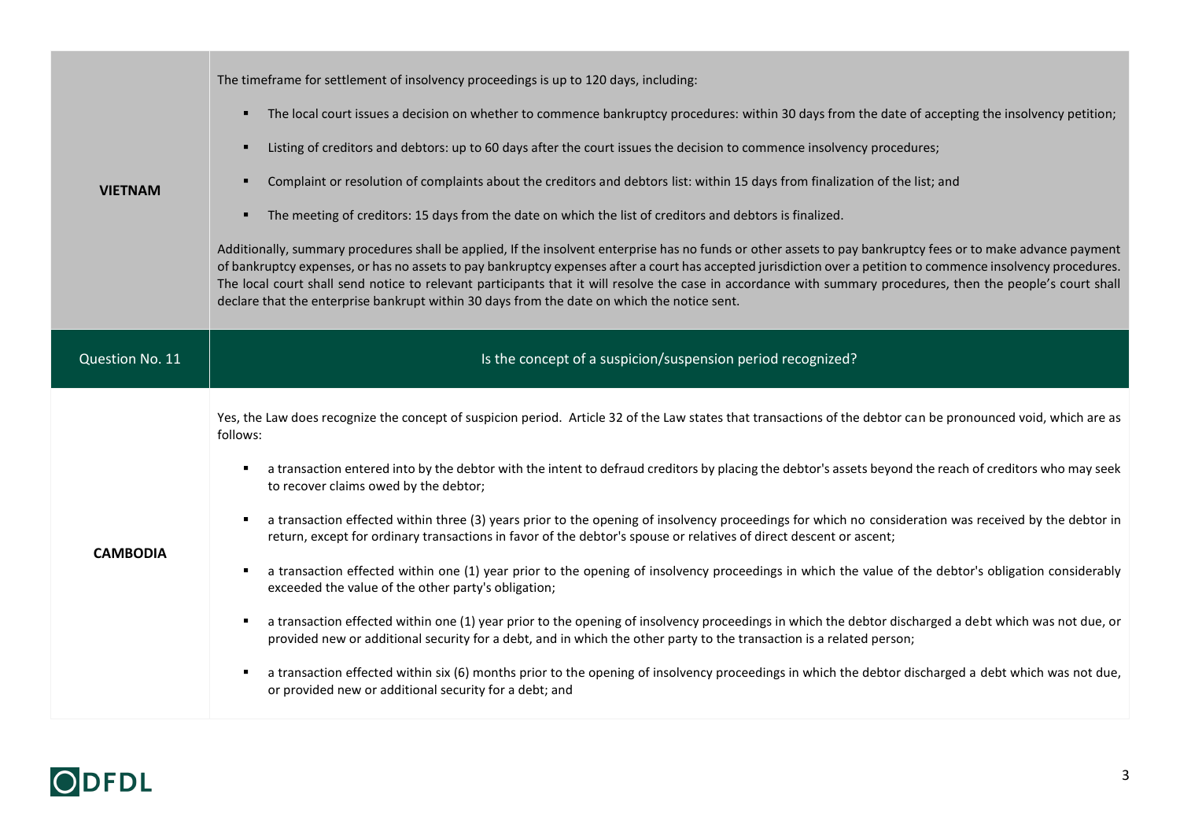| | |
|---|---|
| **VIETNAM** | The timeframe for settlement of insolvency proceedings is up to 120 days, including:<br><br>▪ The local court issues a decision on whether to commence bankruptcy procedures: within 30 days from the date of accepting the insolvency petition;<br><br>▪ Listing of creditors and debtors: up to 60 days after the court issues the decision to commence insolvency procedures;<br><br>▪ Complaint or resolution of complaints about the creditors and debtors list: within 15 days from finalization of the list; and<br><br>▪ The meeting of creditors: 15 days from the date on which the list of creditors and debtors is finalized.<br><br>Additionally, summary procedures shall be applied, If the insolvent enterprise has no funds or other assets to pay bankruptcy fees or to make advance payment of bankruptcy expenses, or has no assets to pay bankruptcy expenses after a court has accepted jurisdiction over a petition to commence insolvency procedures. The local court shall send notice to relevant participants that it will resolve the case in accordance with summary procedures, then the people's court shall declare that the enterprise bankrupt within 30 days from the date on which the notice sent. |
| Question No. 11 | Is the concept of a suspicion/suspension period recognized? |
| **CAMBODIA** | Yes, the Law does recognize the concept of suspicion period. Article 32 of the Law states that transactions of the debtor can be pronounced void, which are as follows:<br><br>▪ a transaction entered into by the debtor with the intent to defraud creditors by placing the debtor's assets beyond the reach of creditors who may seek to recover claims owed by the debtor;<br><br>▪ a transaction effected within three (3) years prior to the opening of insolvency proceedings for which no consideration was received by the debtor in return, except for ordinary transactions in favor of the debtor's spouse or relatives of direct descent or ascent;<br><br>▪ a transaction effected within one (1) year prior to the opening of insolvency proceedings in which the value of the debtor's obligation considerably exceeded the value of the other party's obligation;<br><br>▪ a transaction effected within one (1) year prior to the opening of insolvency proceedings in which the debtor discharged a debt which was not due, or provided new or additional security for a debt, and in which the other party to the transaction is a related person;<br><br>▪ a transaction effected within six (6) months prior to the opening of insolvency proceedings in which the debtor discharged a debt which was not due, or provided new or additional security for a debt; and |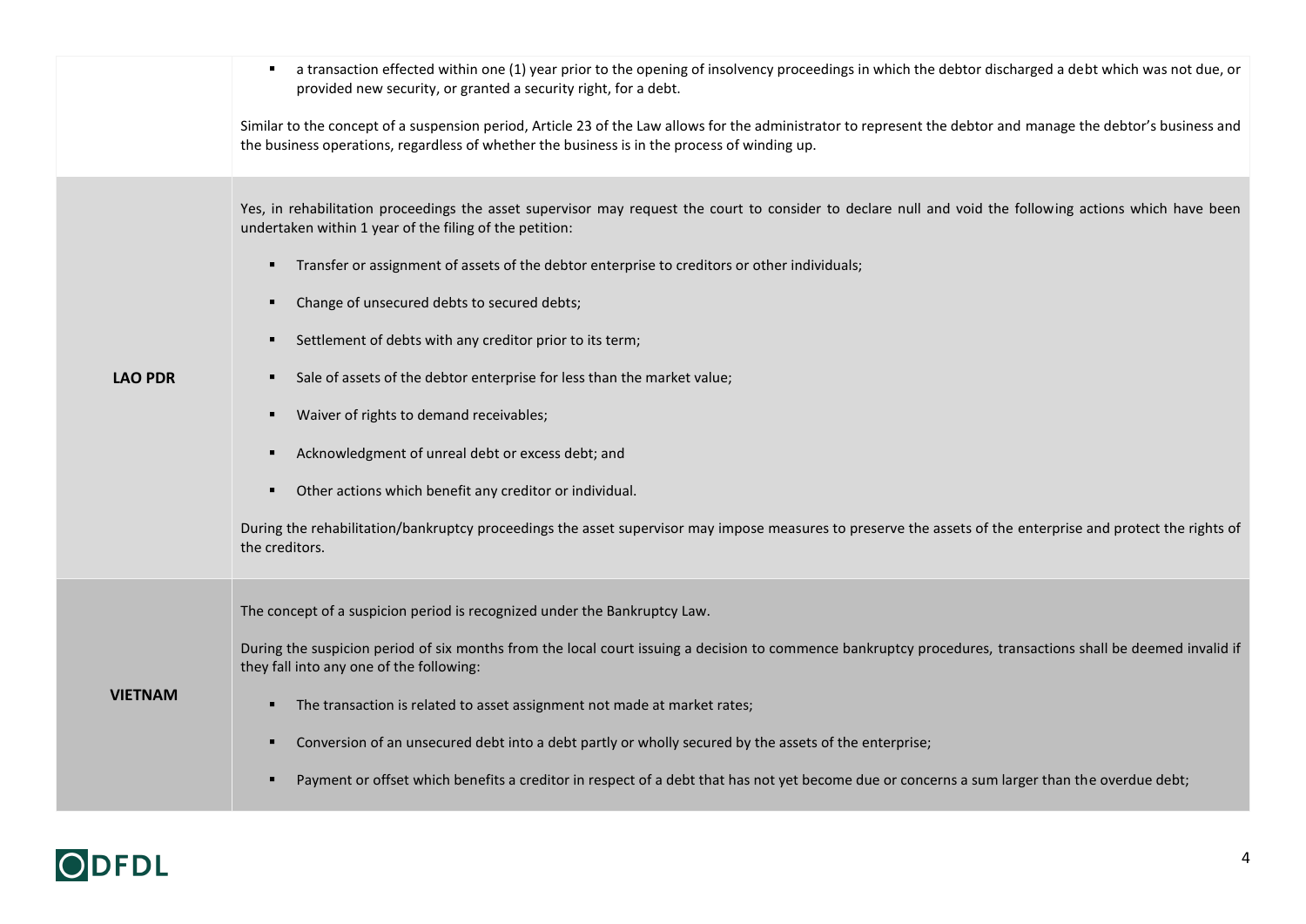| | |
|---|---|
| | ▪ a transaction effected within one (1) year prior to the opening of insolvency proceedings in which the debtor discharged a debt which was not due, or provided new security, or granted a security right, for a debt.<br><br>Similar to the concept of a suspension period, Article 23 of the Law allows for the administrator to represent the debtor and manage the debtor's business and the business operations, regardless of whether the business is in the process of winding up. |
| **LAO PDR** | Yes, in rehabilitation proceedings the asset supervisor may request the court to consider to declare null and void the following actions which have been undertaken within 1 year of the filing of the petition:<br><br>▪ Transfer or assignment of assets of the debtor enterprise to creditors or other individuals;<br>▪ Change of unsecured debts to secured debts;<br>▪ Settlement of debts with any creditor prior to its term;<br>▪ Sale of assets of the debtor enterprise for less than the market value;<br>▪ Waiver of rights to demand receivables;<br>▪ Acknowledgment of unreal debt or excess debt; and<br>▪ Other actions which benefit any creditor or individual.<br><br>During the rehabilitation/bankruptcy proceedings the asset supervisor may impose measures to preserve the assets of the enterprise and protect the rights of the creditors. |
| **VIETNAM** | The concept of a suspicion period is recognized under the Bankruptcy Law.<br><br>During the suspicion period of six months from the local court issuing a decision to commence bankruptcy procedures, transactions shall be deemed invalid if they fall into any one of the following:<br><br>▪ The transaction is related to asset assignment not made at market rates;<br>▪ Conversion of an unsecured debt into a debt partly or wholly secured by the assets of the enterprise;<br>▪ Payment or offset which benefits a creditor in respect of a debt that has not yet become due or concerns a sum larger than the overdue debt; |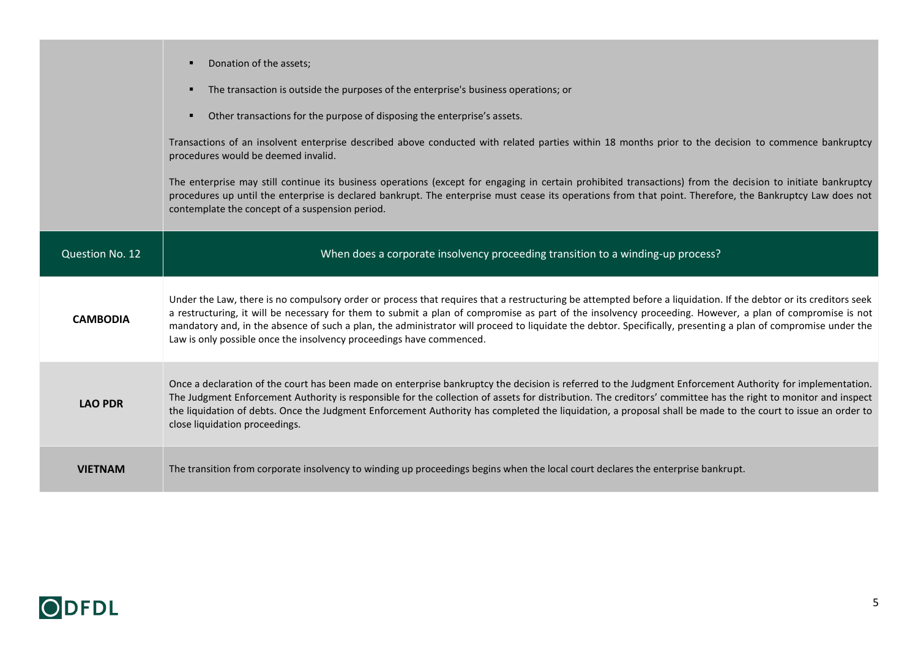| | |
|---|---|
| | ▪ Donation of the assets;<br>▪ The transaction is outside the purposes of the enterprise's business operations; or<br>▪ Other transactions for the purpose of disposing the enterprise's assets.<br><br>Transactions of an insolvent enterprise described above conducted with related parties within 18 months prior to the decision to commence bankruptcy procedures would be deemed invalid.<br><br>The enterprise may still continue its business operations (except for engaging in certain prohibited transactions) from the decision to initiate bankruptcy procedures up until the enterprise is declared bankrupt. The enterprise must cease its operations from that point. Therefore, the Bankruptcy Law does not contemplate the concept of a suspension period. |

| Question No. 12 | When does a corporate insolvency proceeding transition to a winding-up process? |
|---|---|
| **CAMBODIA** | Under the Law, there is no compulsory order or process that requires that a restructuring be attempted before a liquidation. If the debtor or its creditors seek a restructuring, it will be necessary for them to submit a plan of compromise as part of the insolvency proceeding. However, a plan of compromise is not mandatory and, in the absence of such a plan, the administrator will proceed to liquidate the debtor. Specifically, presenting a plan of compromise under the Law is only possible once the insolvency proceedings have commenced. |
| **LAO PDR** | Once a declaration of the court has been made on enterprise bankruptcy the decision is referred to the Judgment Enforcement Authority for implementation. The Judgment Enforcement Authority is responsible for the collection of assets for distribution. The creditors' committee has the right to monitor and inspect the liquidation of debts. Once the Judgment Enforcement Authority has completed the liquidation, a proposal shall be made to the court to issue an order to close liquidation proceedings. |
| **VIETNAM** | The transition from corporate insolvency to winding up proceedings begins when the local court declares the enterprise bankrupt. |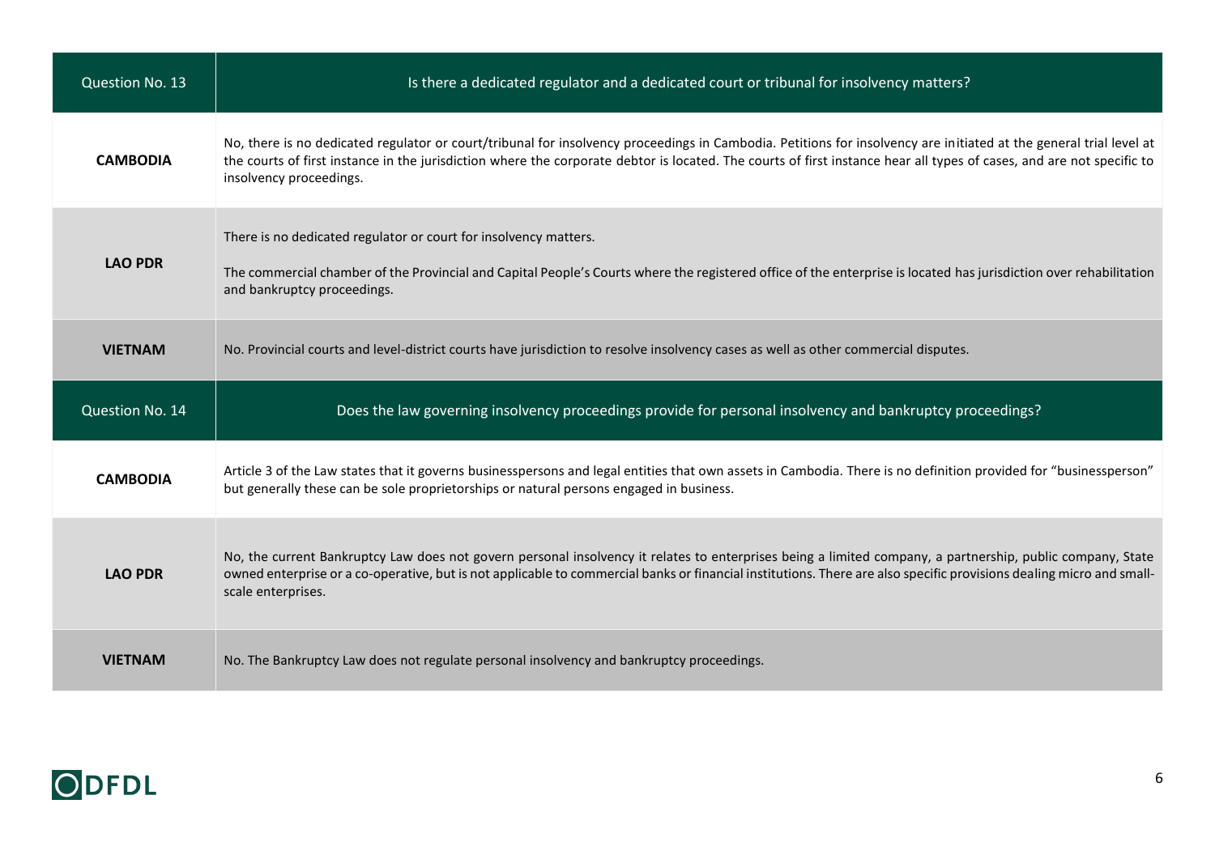| Question No. 13 | Is there a dedicated regulator and a dedicated court or tribunal for insolvency matters? |
| --- | --- |
| **CAMBODIA** | No, there is no dedicated regulator or court/tribunal for insolvency proceedings in Cambodia. Petitions for insolvency are initiated at the general trial level at the courts of first instance in the jurisdiction where the corporate debtor is located. The courts of first instance hear all types of cases, and are not specific to insolvency proceedings. |
| **LAO PDR** | There is no dedicated regulator or court for insolvency matters.<br><br>The commercial chamber of the Provincial and Capital People's Courts where the registered office of the enterprise is located has jurisdiction over rehabilitation and bankruptcy proceedings. |
| **VIETNAM** | No. Provincial courts and level-district courts have jurisdiction to resolve insolvency cases as well as other commercial disputes. |

| Question No. 14 | Does the law governing insolvency proceedings provide for personal insolvency and bankruptcy proceedings? |
| --- | --- |
| **CAMBODIA** | Article 3 of the Law states that it governs businesspersons and legal entities that own assets in Cambodia. There is no definition provided for "businessperson" but generally these can be sole proprietorships or natural persons engaged in business. |
| **LAO PDR** | No, the current Bankruptcy Law does not govern personal insolvency it relates to enterprises being a limited company, a partnership, public company, State owned enterprise or a co-operative, but is not applicable to commercial banks or financial institutions. There are also specific provisions dealing micro and small-scale enterprises. |
| **VIETNAM** | No. The Bankruptcy Law does not regulate personal insolvency and bankruptcy proceedings. |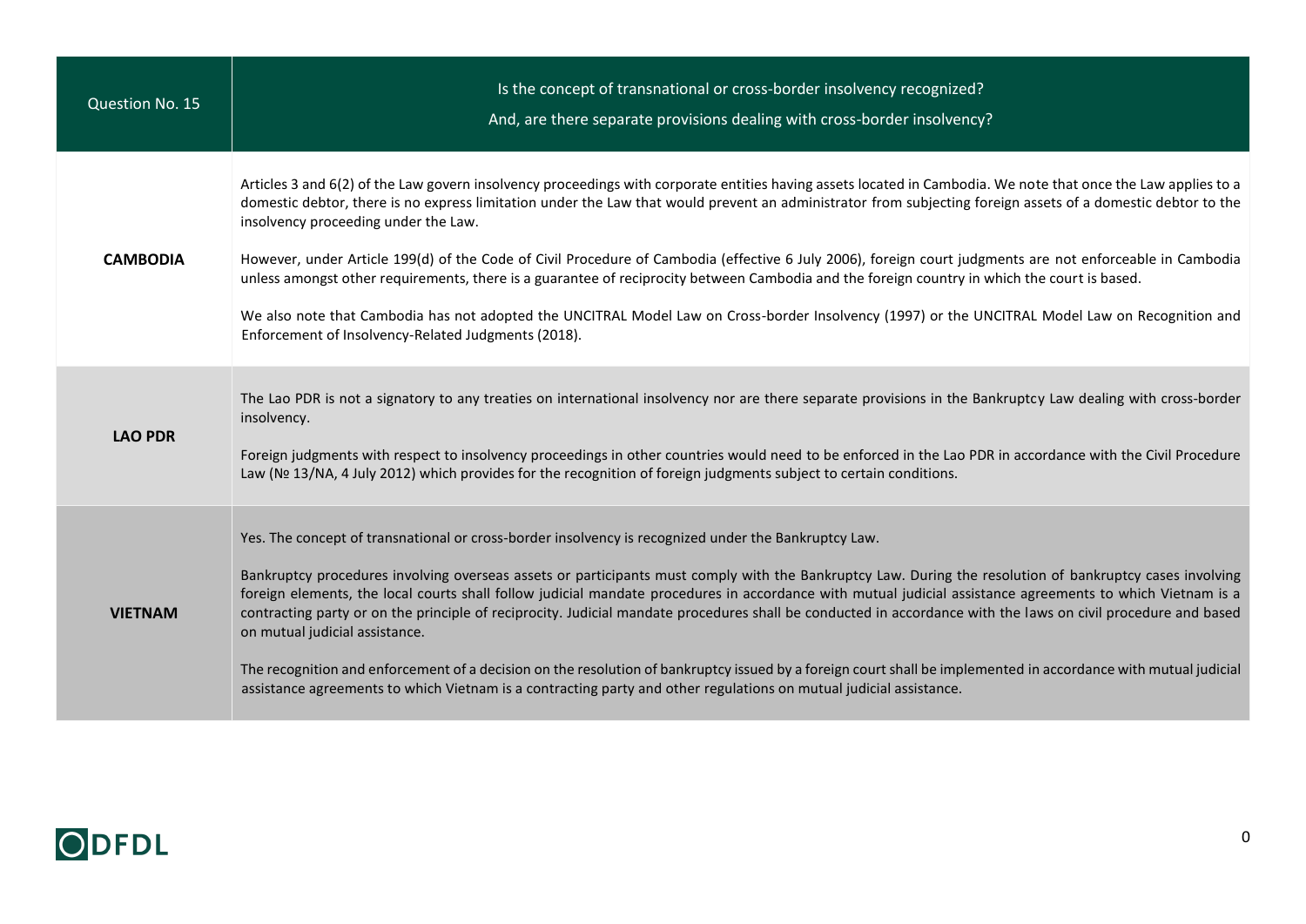| Question No. 15 | Is the concept of transnational or cross-border insolvency recognized?<br>And, are there separate provisions dealing with cross-border insolvency? |
|---|---|
| **CAMBODIA** | Articles 3 and 6(2) of the Law govern insolvency proceedings with corporate entities having assets located in Cambodia. We note that once the Law applies to a domestic debtor, there is no express limitation under the Law that would prevent an administrator from subjecting foreign assets of a domestic debtor to the insolvency proceeding under the Law.<br><br>However, under Article 199(d) of the Code of Civil Procedure of Cambodia (effective 6 July 2006), foreign court judgments are not enforceable in Cambodia unless amongst other requirements, there is a guarantee of reciprocity between Cambodia and the foreign country in which the court is based.<br><br>We also note that Cambodia has not adopted the UNCITRAL Model Law on Cross-border Insolvency (1997) or the UNCITRAL Model Law on Recognition and Enforcement of Insolvency-Related Judgments (2018). |
| **LAO PDR** | The Lao PDR is not a signatory to any treaties on international insolvency nor are there separate provisions in the Bankruptcy Law dealing with cross-border insolvency.<br><br>Foreign judgments with respect to insolvency proceedings in other countries would need to be enforced in the Lao PDR in accordance with the Civil Procedure Law (№ 13/NA, 4 July 2012) which provides for the recognition of foreign judgments subject to certain conditions. |
| **VIETNAM** | Yes. The concept of transnational or cross-border insolvency is recognized under the Bankruptcy Law.<br><br>Bankruptcy procedures involving overseas assets or participants must comply with the Bankruptcy Law. During the resolution of bankruptcy cases involving foreign elements, the local courts shall follow judicial mandate procedures in accordance with mutual judicial assistance agreements to which Vietnam is a contracting party or on the principle of reciprocity. Judicial mandate procedures shall be conducted in accordance with the laws on civil procedure and based on mutual judicial assistance.<br><br>The recognition and enforcement of a decision on the resolution of bankruptcy issued by a foreign court shall be implemented in accordance with mutual judicial assistance agreements to which Vietnam is a contracting party and other regulations on mutual judicial assistance. |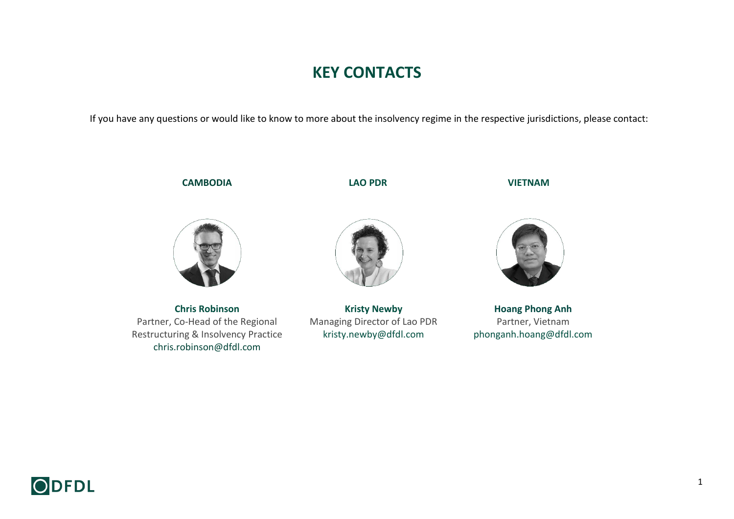# KEY CONTACTS

If you have any questions or would like to know to more about the insolvency regime in the respective jurisdictions, please contact:

**CAMBODIA**

**Chris Robinson**
Partner, Co-Head of the Regional Restructuring & Insolvency Practice
chris.robinson@dfdl.com

**LAO PDR**

**Kristy Newby**
Managing Director of Lao PDR
kristy.newby@dfdl.com

**VIETNAM**

**Hoang Phong Anh**
Partner, Vietnam
phonganh.hoang@dfdl.com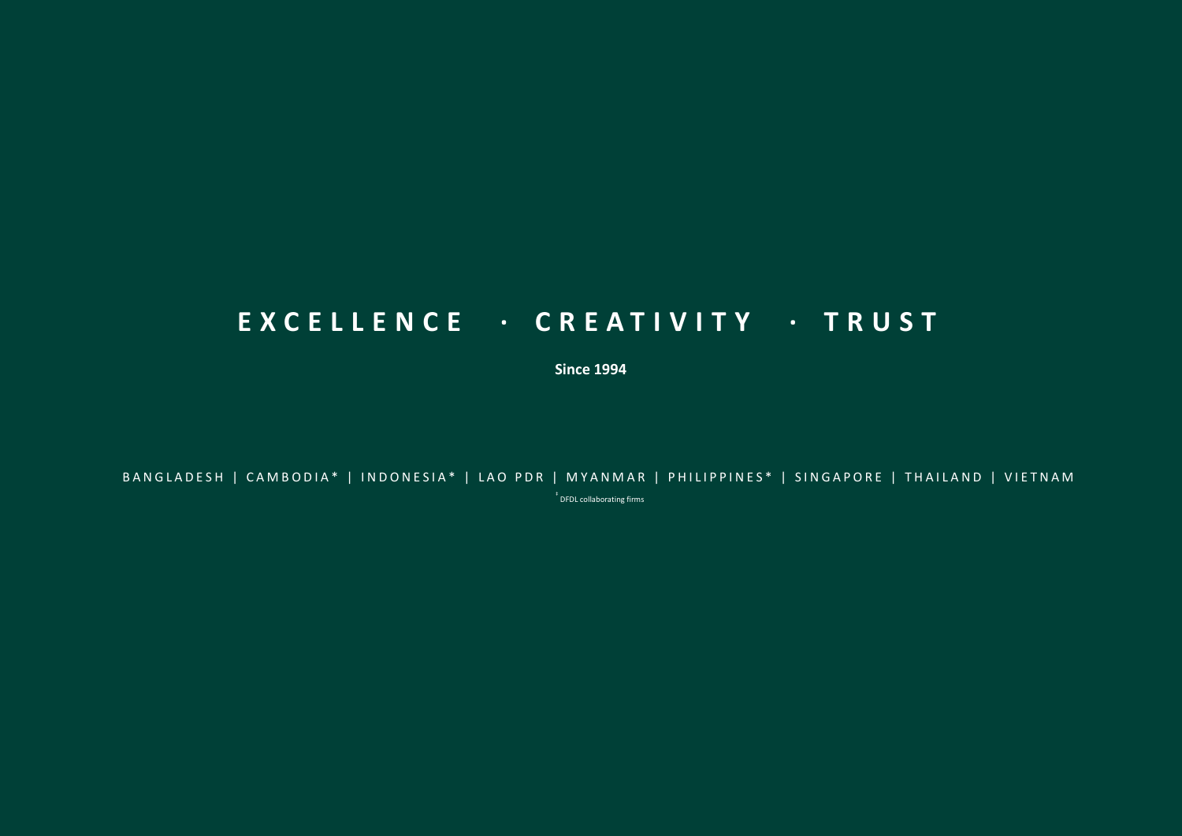**EXCELLENCE · CREATIVITY · TRUST**

**Since 1994**

BANGLADESH | CAMBODIA* | INDONESIA* | LAO PDR | MYANMAR | PHILIPPINES* | SINGAPORE | THAILAND | VIETNAM

* DFDL collaborating firms